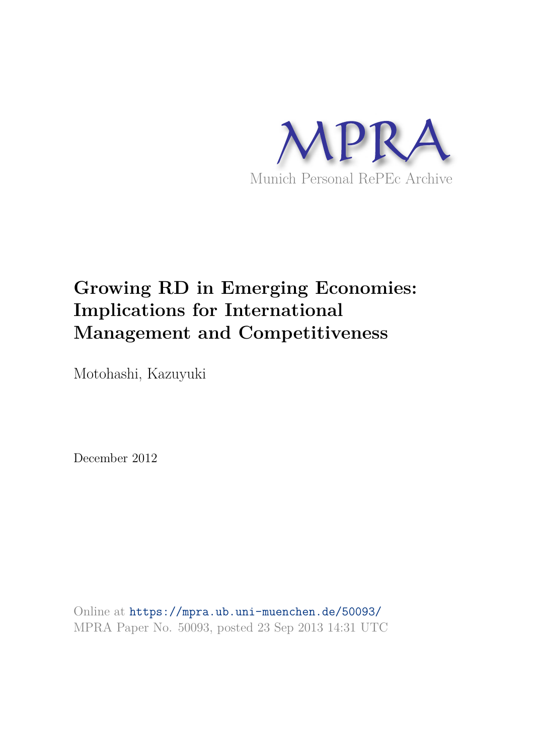MPRA

Munich Personal RePEc Archive

# Growing RD in Emerging Economies: Implications for International Management and Competitiveness

Motohashi, Kazuyuki

December 2012

Online at https://mpra.ub.uni-muenchen.de/50093/
MPRA Paper No. 50093, posted 23 Sep 2013 14:31 UTC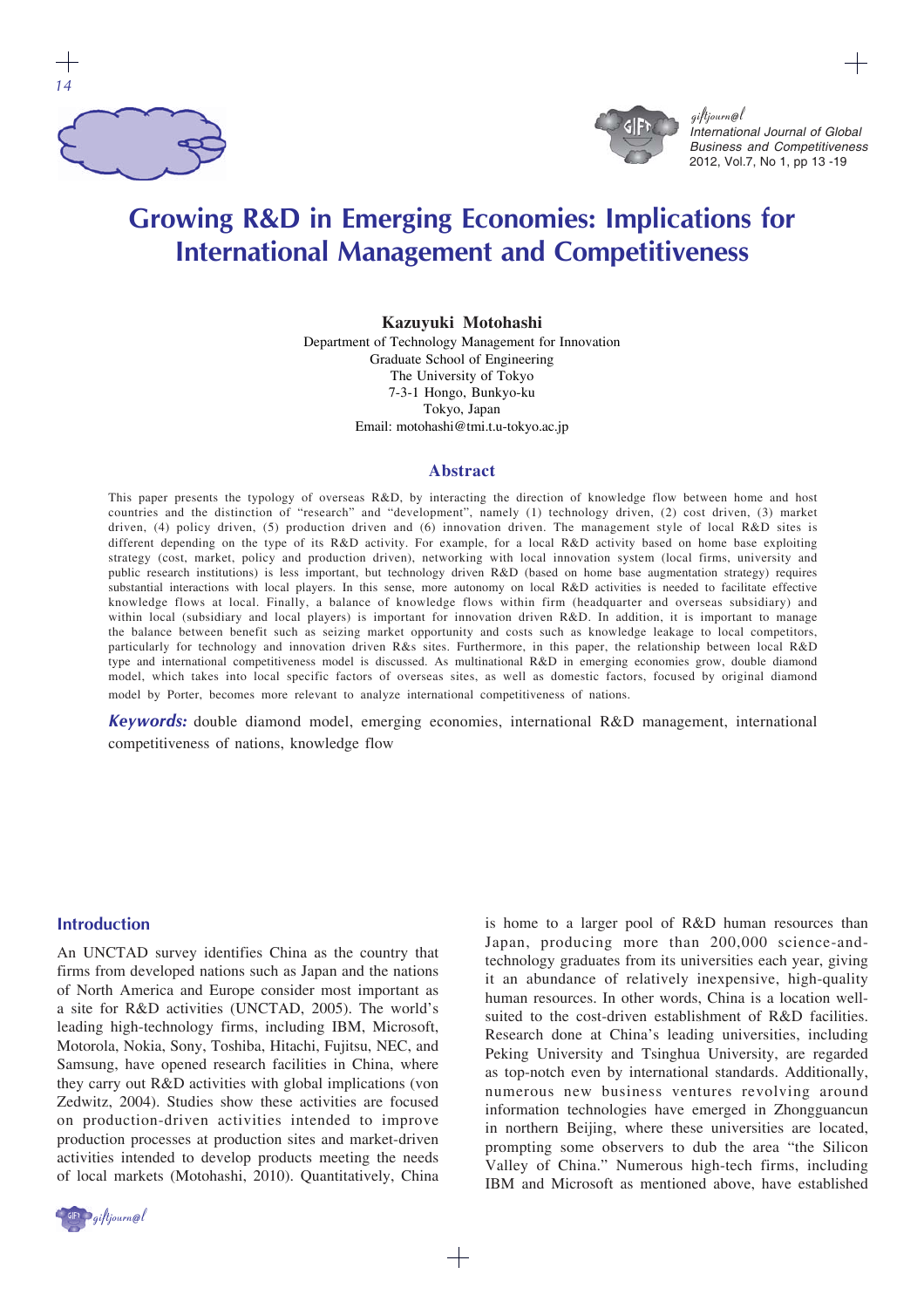# Growing R&D in Emerging Economies: Implications for International Management and Competitiveness

**Kazuyuki Motohashi**

Department of Technology Management for Innovation
Graduate School of Engineering
The University of Tokyo
7-3-1 Hongo, Bunkyo-ku
Tokyo, Japan
Email: motohashi@tmi.t.u-tokyo.ac.jp

## Abstract

This paper presents the typology of overseas R&D, by interacting the direction of knowledge flow between home and host countries and the distinction of "research" and "development", namely (1) technology driven, (2) cost driven, (3) market driven, (4) policy driven, (5) production driven and (6) innovation driven. The management style of local R&D sites is different depending on the type of its R&D activity. For example, for a local R&D activity based on home base exploiting strategy (cost, market, policy and production driven), networking with local innovation system (local firms, university and public research institutions) is less important, but technology driven R&D (based on home base augmentation strategy) requires substantial interactions with local players. In this sense, more autonomy on local R&D activities is needed to facilitate effective knowledge flows at local. Finally, a balance of knowledge flows within firm (headquarter and overseas subsidiary) and within local (subsidiary and local players) is important for innovation driven R&D. In addition, it is important to manage the balance between benefit such as seizing market opportunity and costs such as knowledge leakage to local competitors, particularly for technology and innovation driven R&s sites. Furthermore, in this paper, the relationship between local R&D type and international competitiveness model is discussed. As multinational R&D in emerging economies grow, double diamond model, which takes into local specific factors of overseas sites, as well as domestic factors, focused by original diamond model by Porter, becomes more relevant to analyze international competitiveness of nations.

***Keywords:*** double diamond model, emerging economies, international R&D management, international competitiveness of nations, knowledge flow

## Introduction

An UNCTAD survey identifies China as the country that firms from developed nations such as Japan and the nations of North America and Europe consider most important as a site for R&D activities (UNCTAD, 2005). The world's leading high-technology firms, including IBM, Microsoft, Motorola, Nokia, Sony, Toshiba, Hitachi, Fujitsu, NEC, and Samsung, have opened research facilities in China, where they carry out R&D activities with global implications (von Zedwitz, 2004). Studies show these activities are focused on production-driven activities intended to improve production processes at production sites and market-driven activities intended to develop products meeting the needs of local markets (Motohashi, 2010). Quantitatively, China is home to a larger pool of R&D human resources than Japan, producing more than 200,000 science-and-technology graduates from its universities each year, giving it an abundance of relatively inexpensive, high-quality human resources. In other words, China is a location well-suited to the cost-driven establishment of R&D facilities. Research done at China's leading universities, including Peking University and Tsinghua University, are regarded as top-notch even by international standards. Additionally, numerous new business ventures revolving around information technologies have emerged in Zhongguancun in northern Beijing, where these universities are located, prompting some observers to dub the area "the Silicon Valley of China." Numerous high-tech firms, including IBM and Microsoft as mentioned above, have established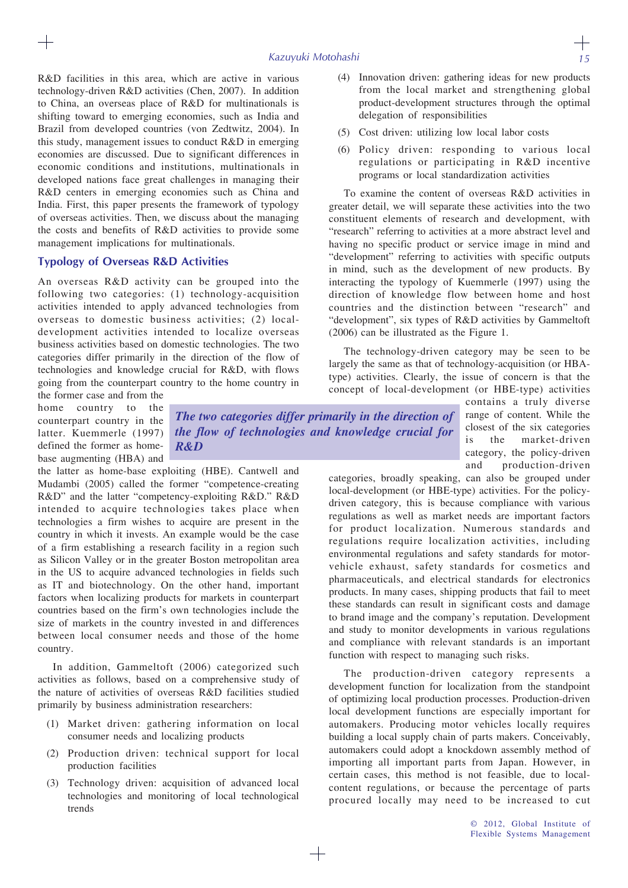R&D facilities in this area, which are active in various technology-driven R&D activities (Chen, 2007). In addition to China, an overseas place of R&D for multinationals is shifting toward to emerging economies, such as India and Brazil from developed countries (von Zedtwitz, 2004). In this study, management issues to conduct R&D in emerging economies are discussed. Due to significant differences in economic conditions and institutions, multinationals in developed nations face great challenges in managing their R&D centers in emerging economies such as China and India. First, this paper presents the framework of typology of overseas activities. Then, we discuss about the managing the costs and benefits of R&D activities to provide some management implications for multinationals.

## Typology of Overseas R&D Activities

An overseas R&D activity can be grouped into the following two categories: (1) technology-acquisition activities intended to apply advanced technologies from overseas to domestic business activities; (2) local-development activities intended to localize overseas business activities based on domestic technologies. The two categories differ primarily in the direction of the flow of technologies and knowledge crucial for R&D, with flows going from the counterpart country to the home country in the former case and from the home country to the counterpart country in the latter. Kuemmerle (1997) defined the former as home-base augmenting (HBA) and the latter as home-base exploiting (HBE). Cantwell and Mudambi (2005) called the former "competence-creating R&D" and the latter "competency-exploiting R&D." R&D intended to acquire technologies takes place when technologies a firm wishes to acquire are present in the country in which it invests. An example would be the case of a firm establishing a research facility in a region such as Silicon Valley or in the greater Boston metropolitan area in the US to acquire advanced technologies in fields such as IT and biotechnology. On the other hand, important factors when localizing products for markets in counterpart countries based on the firm's own technologies include the size of markets in the country invested in and differences between local consumer needs and those of the home country.

> ***The two categories differ primarily in the direction of the flow of technologies and knowledge crucial for R&D***

In addition, Gammeltoft (2006) categorized such activities as follows, based on a comprehensive study of the nature of activities of overseas R&D facilities studied primarily by business administration researchers:

(1) Market driven: gathering information on local consumer needs and localizing products

(2) Production driven: technical support for local production facilities

(3) Technology driven: acquisition of advanced local technologies and monitoring of local technological trends

(4) Innovation driven: gathering ideas for new products from the local market and strengthening global product-development structures through the optimal delegation of responsibilities

(5) Cost driven: utilizing low local labor costs

(6) Policy driven: responding to various local regulations or participating in R&D incentive programs or local standardization activities

To examine the content of overseas R&D activities in greater detail, we will separate these activities into the two constituent elements of research and development, with "research" referring to activities at a more abstract level and having no specific product or service image in mind and "development" referring to activities with specific outputs in mind, such as the development of new products. By interacting the typology of Kuemmerle (1997) using the direction of knowledge flow between home and host countries and the distinction between "research" and "development", six types of R&D activities by Gammeltoft (2006) can be illustrated as the Figure 1.

The technology-driven category may be seen to be largely the same as that of technology-acquisition (or HBA-type) activities. Clearly, the issue of concern is that the concept of local-development (or HBE-type) activities contains a truly diverse range of content. While the closest of the six categories is the market-driven category, the policy-driven and production-driven categories, broadly speaking, can also be grouped under local-development (or HBE-type) activities. For the policy-driven category, this is because compliance with various regulations as well as market needs are important factors for product localization. Numerous standards and regulations require localization activities, including environmental regulations and safety standards for motor-vehicle exhaust, safety standards for cosmetics and pharmaceuticals, and electrical standards for electronics products. In many cases, shipping products that fail to meet these standards can result in significant costs and damage to brand image and the company's reputation. Development and study to monitor developments in various regulations and compliance with relevant standards is an important function with respect to managing such risks.

The production-driven category represents a development function for localization from the standpoint of optimizing local production processes. Production-driven local development functions are especially important for automakers. Producing motor vehicles locally requires building a local supply chain of parts makers. Conceivably, automakers could adopt a knockdown assembly method of importing all important parts from Japan. However, in certain cases, this method is not feasible, due to local-content regulations, or because the percentage of parts procured locally may need to be increased to cut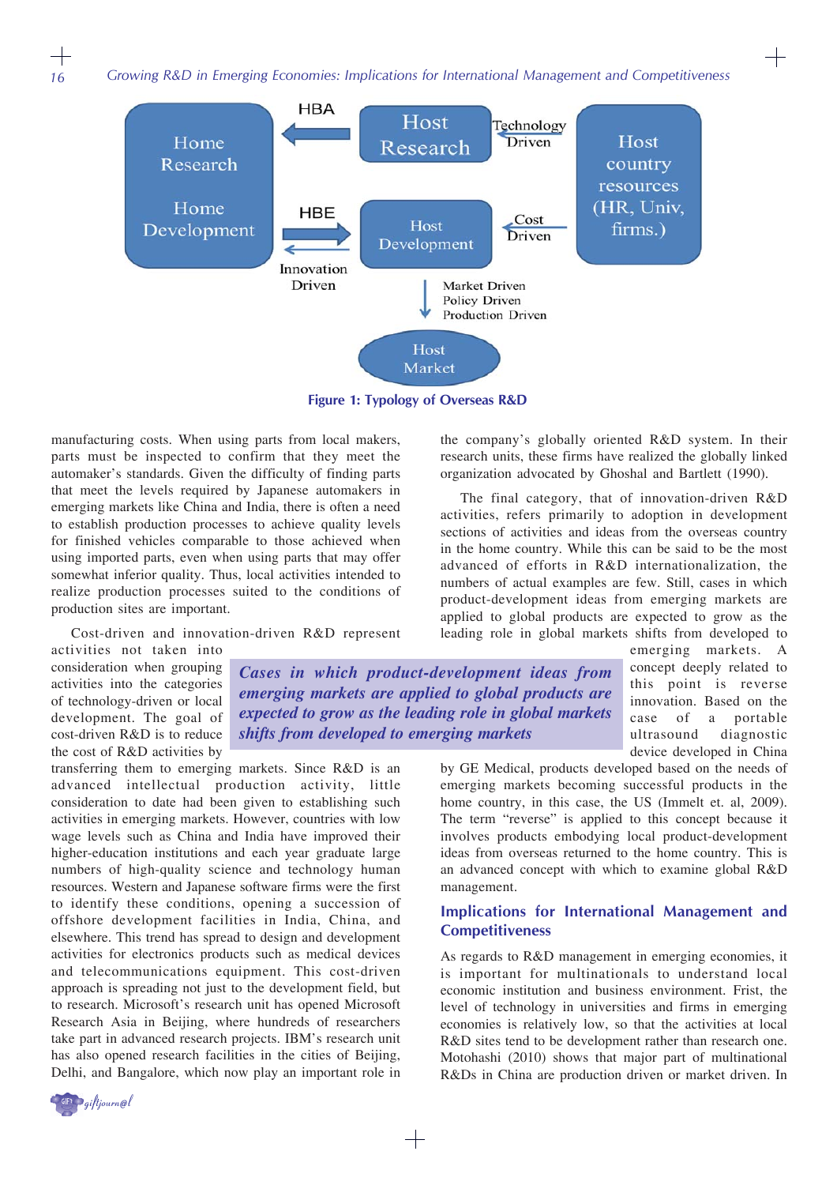HBA

Home Research

Home Development

HBE

Innovation Driven

Host Research

Technology Driven

Host Development

Cost Driven

Host country resources (HR, Univ, firms.)

Market Driven
Policy Driven
Production Driven

Host Market

**Figure 1: Typology of Overseas R&D**

manufacturing costs. When using parts from local makers, parts must be inspected to confirm that they meet the automaker's standards. Given the difficulty of finding parts that meet the levels required by Japanese automakers in emerging markets like China and India, there is often a need to establish production processes to achieve quality levels for finished vehicles comparable to those achieved when using imported parts, even when using parts that may offer somewhat inferior quality. Thus, local activities intended to realize production processes suited to the conditions of production sites are important.

Cost-driven and innovation-driven R&D represent activities not taken into consideration when grouping activities into the categories of technology-driven or local development. The goal of cost-driven R&D is to reduce the cost of R&D activities by transferring them to emerging markets. Since R&D is an advanced intellectual production activity, little consideration to date had been given to establishing such activities in emerging markets. However, countries with low wage levels such as China and India have improved their higher-education institutions and each year graduate large numbers of high-quality science and technology human resources. Western and Japanese software firms were the first to identify these conditions, opening a succession of offshore development facilities in India, China, and elsewhere. This trend has spread to design and development activities for electronics products such as medical devices and telecommunications equipment. This cost-driven approach is spreading not just to the development field, but to research. Microsoft's research unit has opened Microsoft Research Asia in Beijing, where hundreds of researchers take part in advanced research projects. IBM's research unit has also opened research facilities in the cities of Beijing, Delhi, and Bangalore, which now play an important role in the company's globally oriented R&D system. In their research units, these firms have realized the globally linked organization advocated by Ghoshal and Bartlett (1990).

The final category, that of innovation-driven R&D activities, refers primarily to adoption in development sections of activities and ideas from the overseas country in the home country. While this can be said to be the most advanced of efforts in R&D internationalization, the numbers of actual examples are few. Still, cases in which product-development ideas from emerging markets are applied to global products are expected to grow as the leading role in global markets shifts from developed to emerging markets. A concept deeply related to this point is reverse innovation. Based on the case of a portable ultrasound diagnostic device developed in China by GE Medical, products developed based on the needs of emerging markets becoming successful products in the home country, in this case, the US (Immelt et. al, 2009). The term "reverse" is applied to this concept because it involves products embodying local product-development ideas from overseas returned to the home country. This is an advanced concept with which to examine global R&D management.

> ***Cases in which product-development ideas from emerging markets are applied to global products are expected to grow as the leading role in global markets shifts from developed to emerging markets***

## Implications for International Management and Competitiveness

As regards to R&D management in emerging economies, it is important for multinationals to understand local economic institution and business environment. Frist, the level of technology in universities and firms in emerging economies is relatively low, so that the activities at local R&D sites tend to be development rather than research one. Motohashi (2010) shows that major part of multinational R&Ds in China are production driven or market driven. In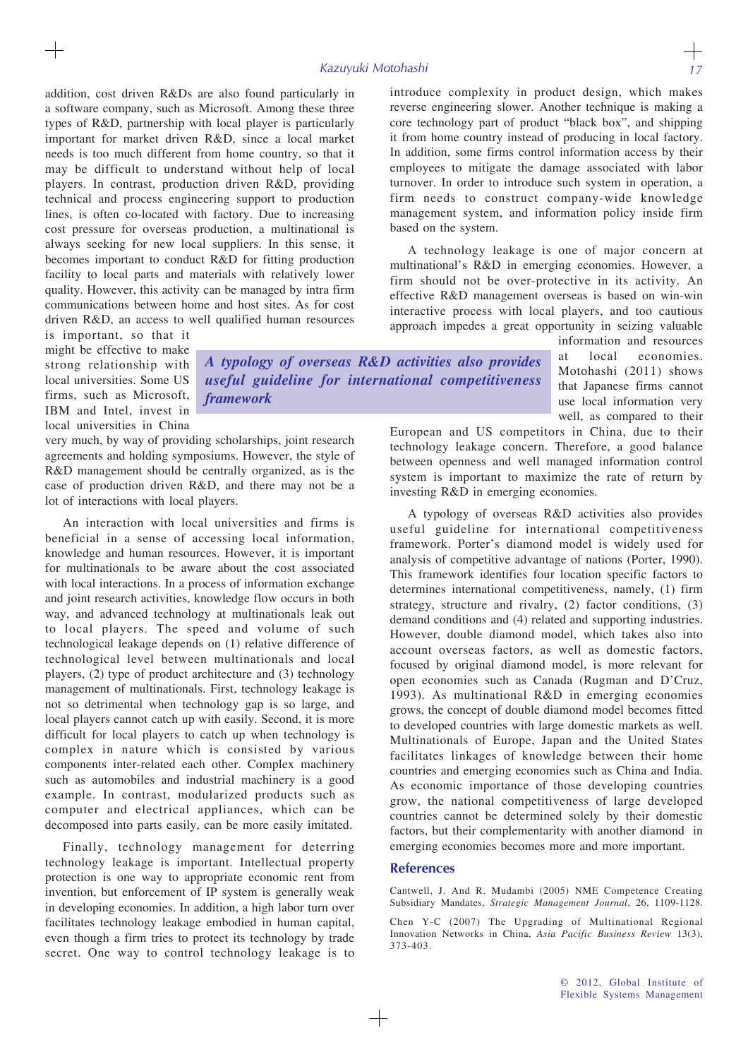addition, cost driven R&Ds are also found particularly in a software company, such as Microsoft. Among these three types of R&D, partnership with local player is particularly important for market driven R&D, since a local market needs is too much different from home country, so that it may be difficult to understand without help of local players. In contrast, production driven R&D, providing technical and process engineering support to production lines, is often co-located with factory. Due to increasing cost pressure for overseas production, a multinational is always seeking for new local suppliers. In this sense, it becomes important to conduct R&D for fitting production facility to local parts and materials with relatively lower quality. However, this activity can be managed by intra firm communications between home and host sites. As for cost driven R&D, an access to well qualified human resources is important, so that it might be effective to make strong relationship with local universities. Some US firms, such as Microsoft, IBM and Intel, invest in local universities in China very much, by way of providing scholarships, joint research agreements and holding symposiums. However, the style of R&D management should be centrally organized, as is the case of production driven R&D, and there may not be a lot of interactions with local players.

An interaction with local universities and firms is beneficial in a sense of accessing local information, knowledge and human resources. However, it is important for multinationals to be aware about the cost associated with local interactions. In a process of information exchange and joint research activities, knowledge flow occurs in both way, and advanced technology at multinationals leak out to local players. The speed and volume of such technological leakage depends on (1) relative difference of technological level between multinationals and local players, (2) type of product architecture and (3) technology management of multinationals. First, technology leakage is not so detrimental when technology gap is so large, and local players cannot catch up with easily. Second, it is more difficult for local players to catch up when technology is complex in nature which is consisted by various components inter-related each other. Complex machinery such as automobiles and industrial machinery is a good example. In contrast, modularized products such as computer and electrical appliances, which can be decomposed into parts easily, can be more easily imitated.

Finally, technology management for deterring technology leakage is important. Intellectual property protection is one way to appropriate economic rent from invention, but enforcement of IP system is generally weak in developing economies. In addition, a high labor turn over facilitates technology leakage embodied in human capital, even though a firm tries to protect its technology by trade secret. One way to control technology leakage is to introduce complexity in product design, which makes reverse engineering slower. Another technique is making a core technology part of product "black box", and shipping it from home country instead of producing in local factory. In addition, some firms control information access by their employees to mitigate the damage associated with labor turnover. In order to introduce such system in operation, a firm needs to construct company-wide knowledge management system, and information policy inside firm based on the system.

A technology leakage is one of major concern at multinational's R&D in emerging economies. However, a firm should not be over-protective in its activity. An effective R&D management overseas is based on win-win interactive process with local players, and too cautious approach impedes a great opportunity in seizing valuable information and resources at local economies. Motohashi (2011) shows that Japanese firms cannot use local information very well, as compared to their European and US competitors in China, due to their technology leakage concern. Therefore, a good balance between openness and well managed information control system is important to maximize the rate of return by investing R&D in emerging economies.

***A typology of overseas R&D activities also provides useful guideline for international competitiveness framework***

A typology of overseas R&D activities also provides useful guideline for international competitiveness framework. Porter's diamond model is widely used for analysis of competitive advantage of nations (Porter, 1990). This framework identifies four location specific factors to determines international competitiveness, namely, (1) firm strategy, structure and rivalry, (2) factor conditions, (3) demand conditions and (4) related and supporting industries. However, double diamond model, which takes also into account overseas factors, as well as domestic factors, focused by original diamond model, is more relevant for open economies such as Canada (Rugman and D'Cruz, 1993). As multinational R&D in emerging economies grows, the concept of double diamond model becomes fitted to developed countries with large domestic markets as well. Multinationals of Europe, Japan and the United States facilitates linkages of knowledge between their home countries and emerging economies such as China and India. As economic importance of those developing countries grow, the national competitiveness of large developed countries cannot be determined solely by their domestic factors, but their complementarity with another diamond in emerging economies becomes more and more important.

## References

Cantwell, J. And R. Mudambi (2005) NME Competence Creating Subsidiary Mandates, *Strategic Management Journal*, 26, 1109-1128.

Chen Y-C (2007) The Upgrading of Multinational Regional Innovation Networks in China, *Asia Pacific Business Review* 13(3), 373-403.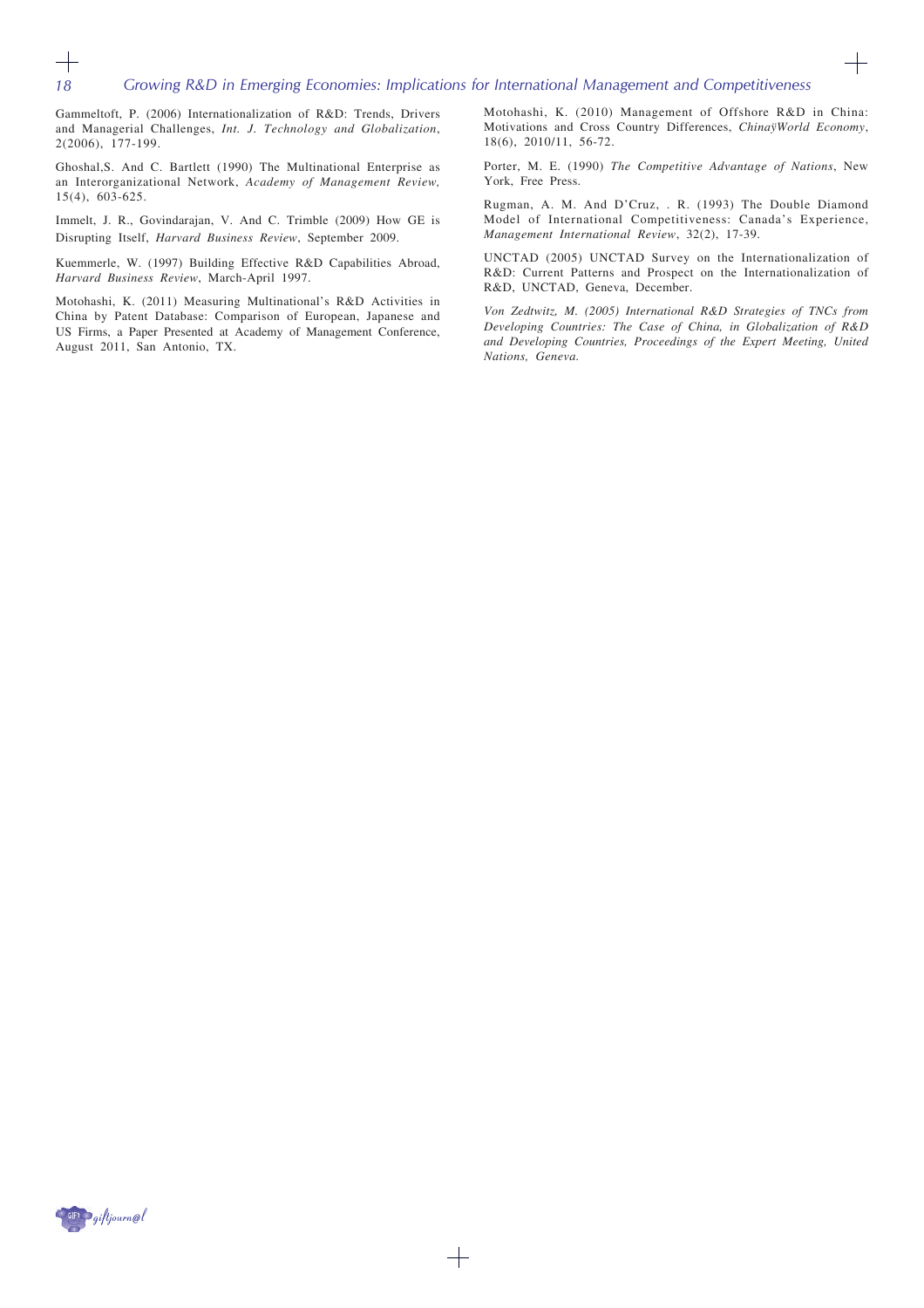Gammeltoft, P. (2006) Internationalization of R&D: Trends, Drivers and Managerial Challenges, *Int. J. Technology and Globalization*, 2(2006), 177-199.

Ghoshal,S. And C. Bartlett (1990) The Multinational Enterprise as an Interorganizational Network, *Academy of Management Review,* 15(4), 603-625.

Immelt, J. R., Govindarajan, V. And C. Trimble (2009) How GE is Disrupting Itself, *Harvard Business Review*, September 2009.

Kuemmerle, W. (1997) Building Effective R&D Capabilities Abroad, *Harvard Business Review*, March-April 1997.

Motohashi, K. (2011) Measuring Multinational's R&D Activities in China by Patent Database: Comparison of European, Japanese and US Firms, a Paper Presented at Academy of Management Conference, August 2011, San Antonio, TX.

Motohashi, K. (2010) Management of Offshore R&D in China: Motivations and Cross Country Differences, *ChinaÿWorld Economy*, 18(6), 2010/11, 56-72.

Porter, M. E. (1990) *The Competitive Advantage of Nations*, New York, Free Press.

Rugman, A. M. And D'Cruz, . R. (1993) The Double Diamond Model of International Competitiveness: Canada's Experience, *Management International Review*, 32(2), 17-39.

UNCTAD (2005) UNCTAD Survey on the Internationalization of R&D: Current Patterns and Prospect on the Internationalization of R&D, UNCTAD, Geneva, December.

*Von Zedtwitz, M. (2005) International R&D Strategies of TNCs from Developing Countries: The Case of China, in Globalization of R&D and Developing Countries, Proceedings of the Expert Meeting, United Nations, Geneva.*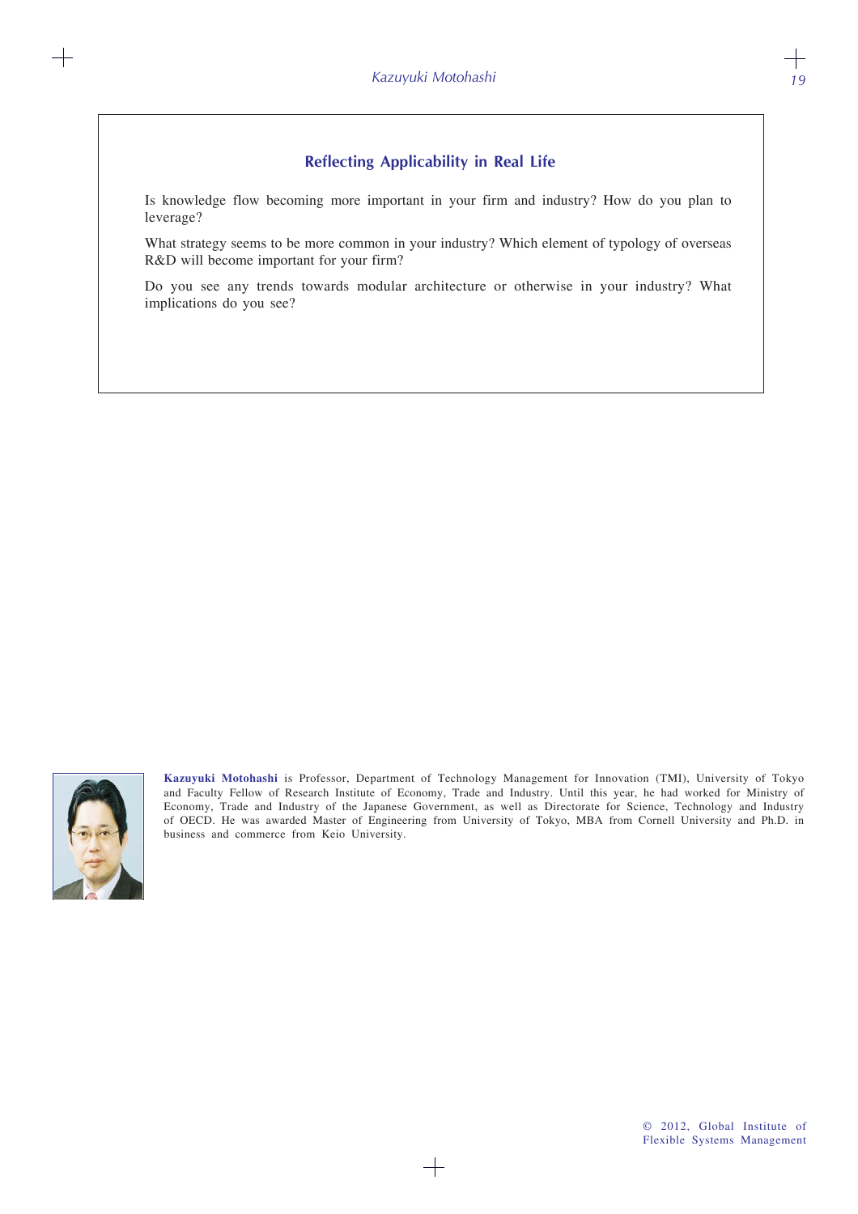### Reflecting Applicability in Real Life

Is knowledge flow becoming more important in your firm and industry? How do you plan to leverage?

What strategy seems to be more common in your industry? Which element of typology of overseas R&D will become important for your firm?

Do you see any trends towards modular architecture or otherwise in your industry? What implications do you see?

**Kazuyuki Motohashi** is Professor, Department of Technology Management for Innovation (TMI), University of Tokyo and Faculty Fellow of Research Institute of Economy, Trade and Industry. Until this year, he had worked for Ministry of Economy, Trade and Industry of the Japanese Government, as well as Directorate for Science, Technology and Industry of OECD. He was awarded Master of Engineering from University of Tokyo, MBA from Cornell University and Ph.D. in business and commerce from Keio University.

© 2012, Global Institute of Flexible Systems Management